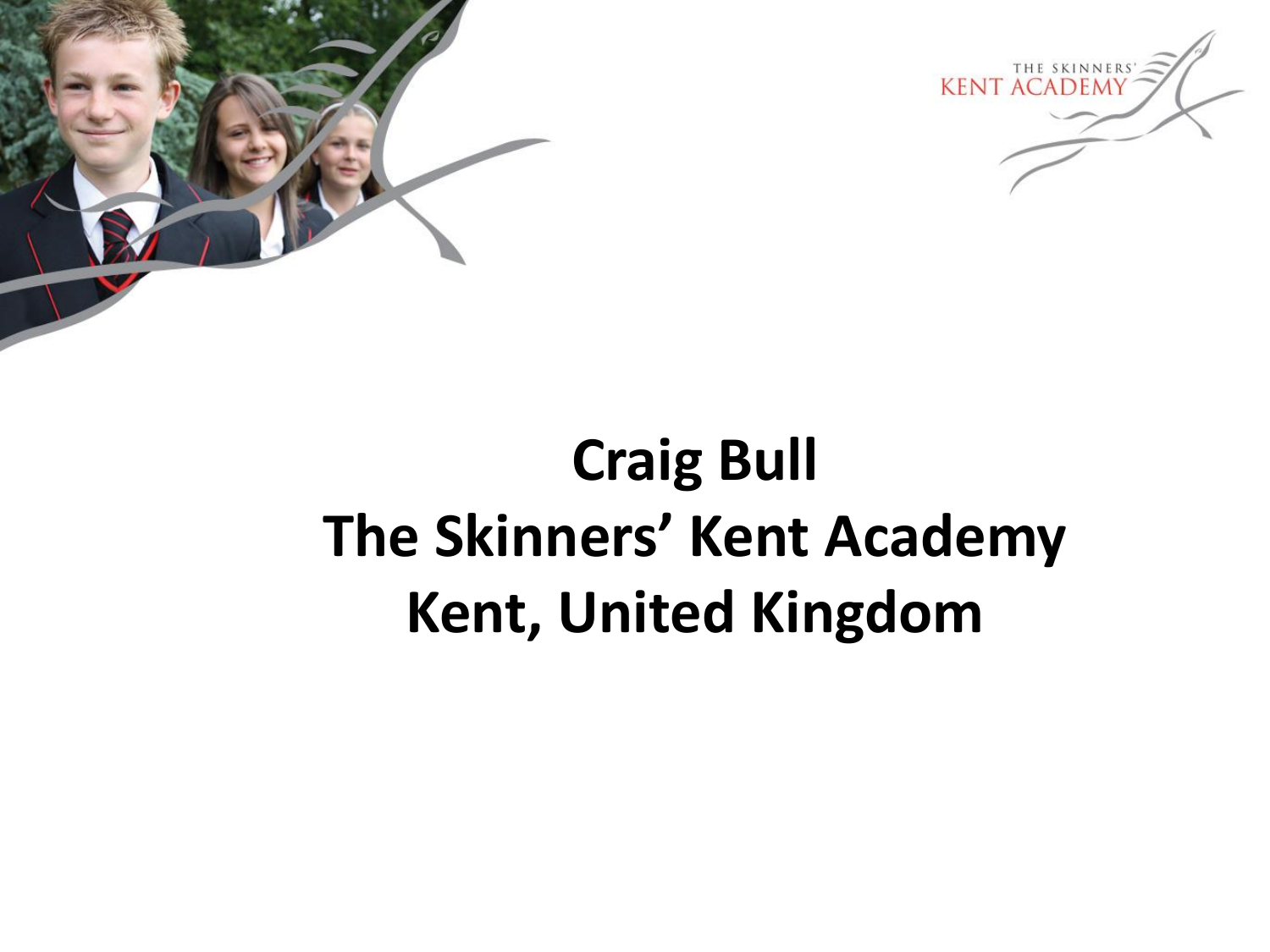THE SKINNERS' KENT ACADEMY

# Craig Bull
# The Skinners' Kent Academy
# Kent, United Kingdom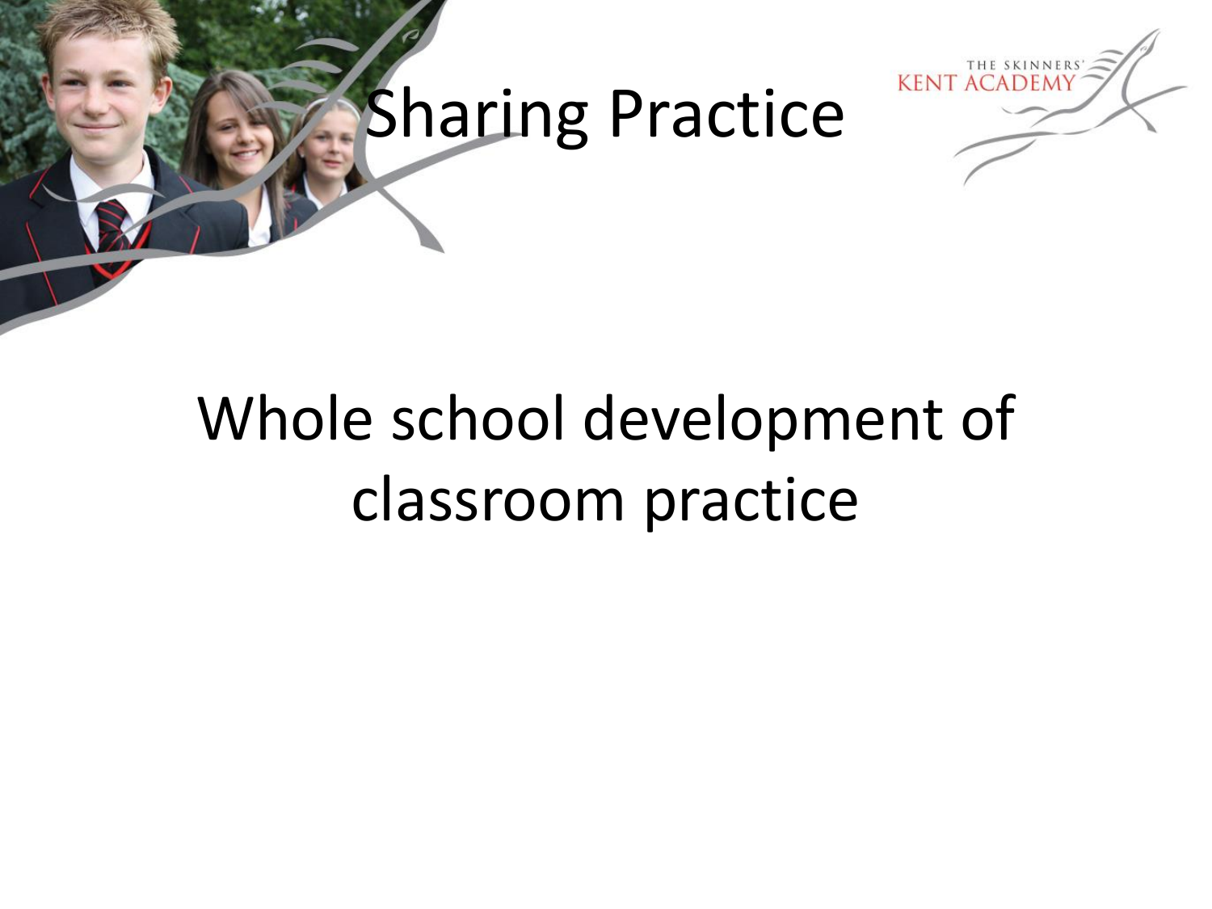# Sharing Practice

THE SKINNERS' KENT ACADEMY

Whole school development of classroom practice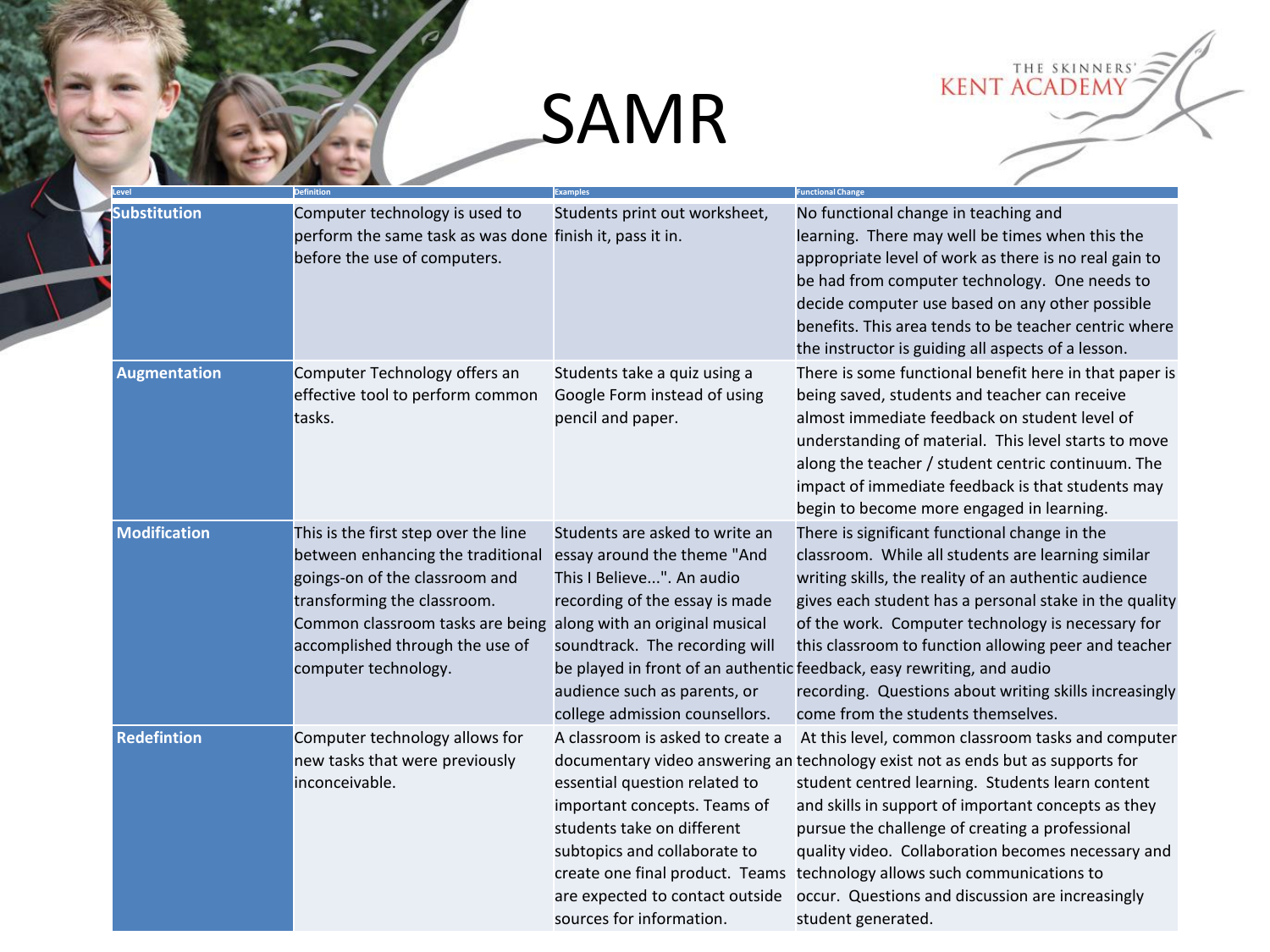# SAMR

| Level | Definition | Examples | Functional Change |
|---|---|---|---|
| **Substitution** | Computer technology is used to perform the same task as was done before the use of computers. | Students print out worksheet, finish it, pass it in. | No functional change in teaching and learning. There may well be times when this the appropriate level of work as there is no real gain to be had from computer technology. One needs to decide computer use based on any other possible benefits. This area tends to be teacher centric where the instructor is guiding all aspects of a lesson. |
| **Augmentation** | Computer Technology offers an effective tool to perform common tasks. | Students take a quiz using a Google Form instead of using pencil and paper. | There is some functional benefit here in that paper is being saved, students and teacher can receive almost immediate feedback on student level of understanding of material. This level starts to move along the teacher / student centric continuum. The impact of immediate feedback is that students may begin to become more engaged in learning. |
| **Modification** | This is the first step over the line between enhancing the traditional goings-on of the classroom and transforming the classroom. Common classroom tasks are being accomplished through the use of computer technology. | Students are asked to write an essay around the theme "And This I Believe...". An audio recording of the essay is made along with an original musical soundtrack. The recording will be played in front of an authentic audience such as parents, or college admission counsellors. | There is significant functional change in the classroom. While all students are learning similar writing skills, the reality of an authentic audience gives each student has a personal stake in the quality of the work. Computer technology is necessary for this classroom to function allowing peer and teacher feedback, easy rewriting, and audio recording. Questions about writing skills increasingly come from the students themselves. |
| **Redefintion** | Computer technology allows for new tasks that were previously inconceivable. | A classroom is asked to create a documentary video answering an essential question related to important concepts. Teams of students take on different subtopics and collaborate to create one final product. Teams are expected to contact outside sources for information. | At this level, common classroom tasks and computer technology exist not as ends but as supports for student centred learning. Students learn content and skills in support of important concepts as they pursue the challenge of creating a professional quality video. Collaboration becomes necessary and technology allows such communications to occur. Questions and discussion are increasingly student generated. |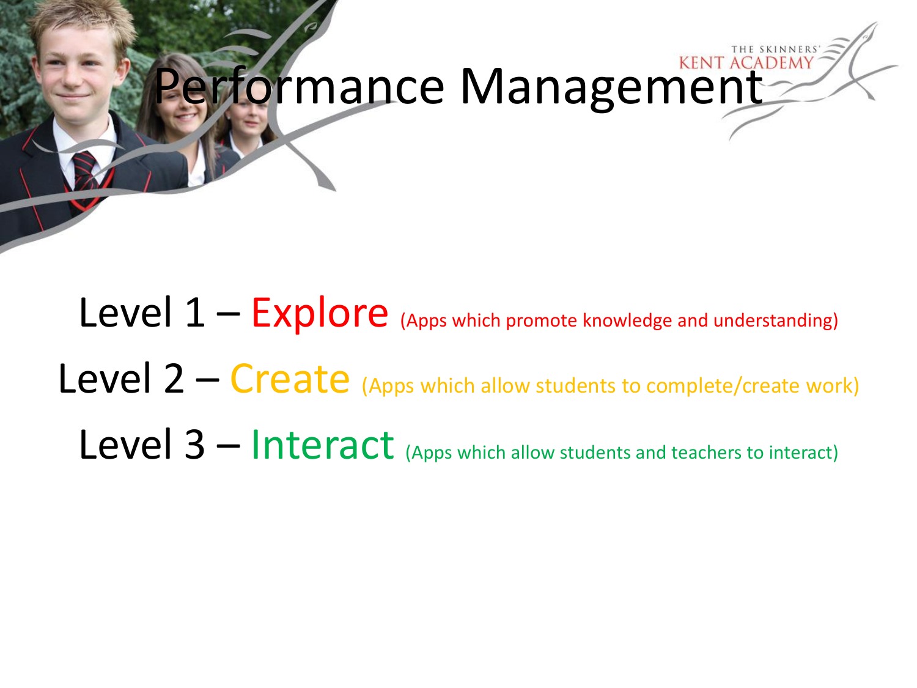# Performance Management

Level 1 – Explore (Apps which promote knowledge and understanding)

Level 2 – Create (Apps which allow students to complete/create work)

Level 3 – Interact (Apps which allow students and teachers to interact)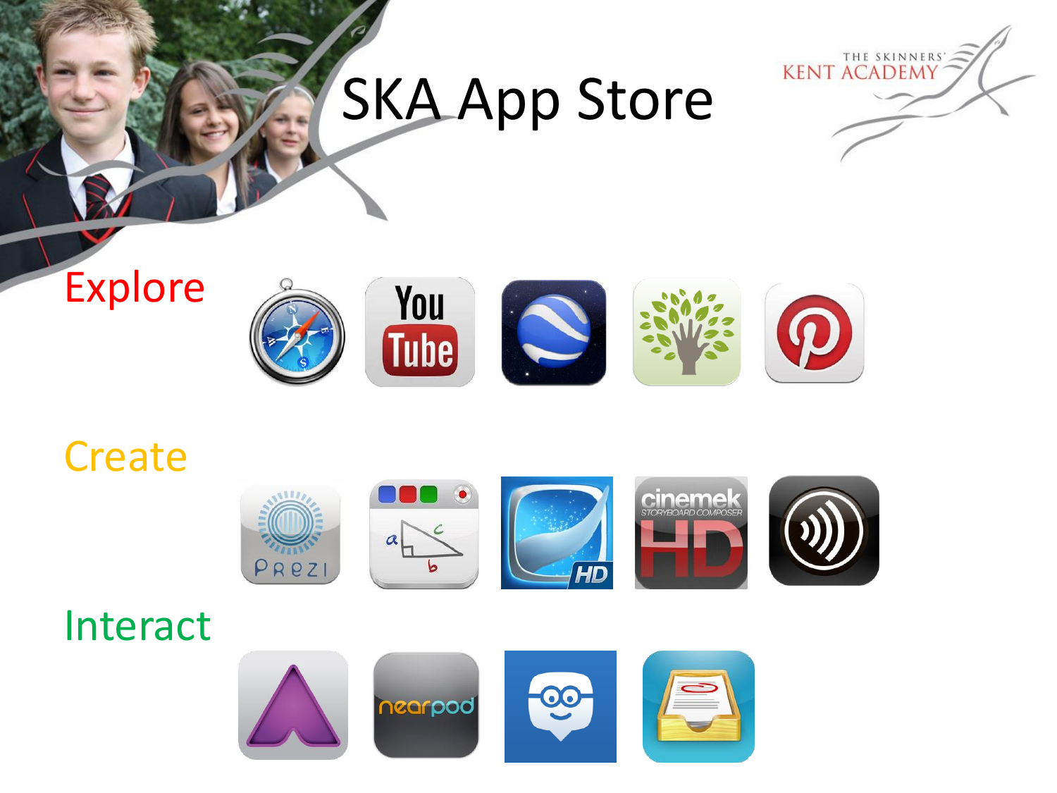# SKA App Store

THE SKINNERS' KENT ACADEMY

## Explore

## Create

## Interact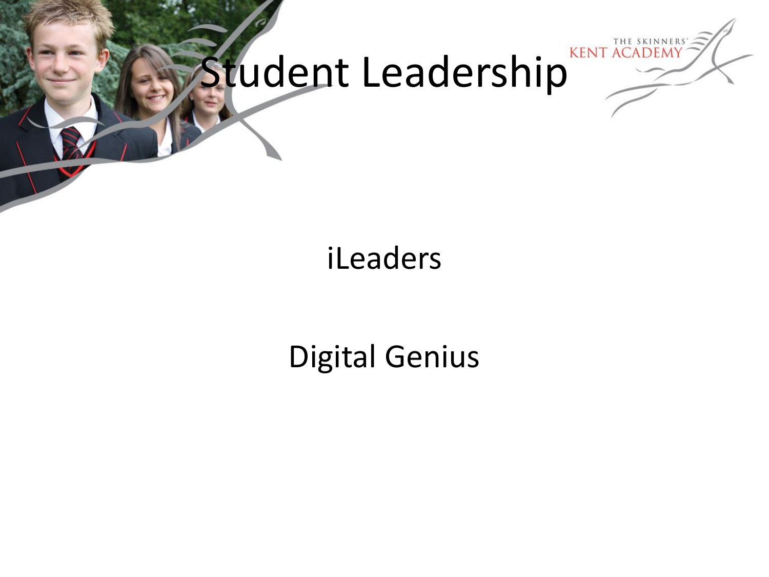# Student Leadership

iLeaders

Digital Genius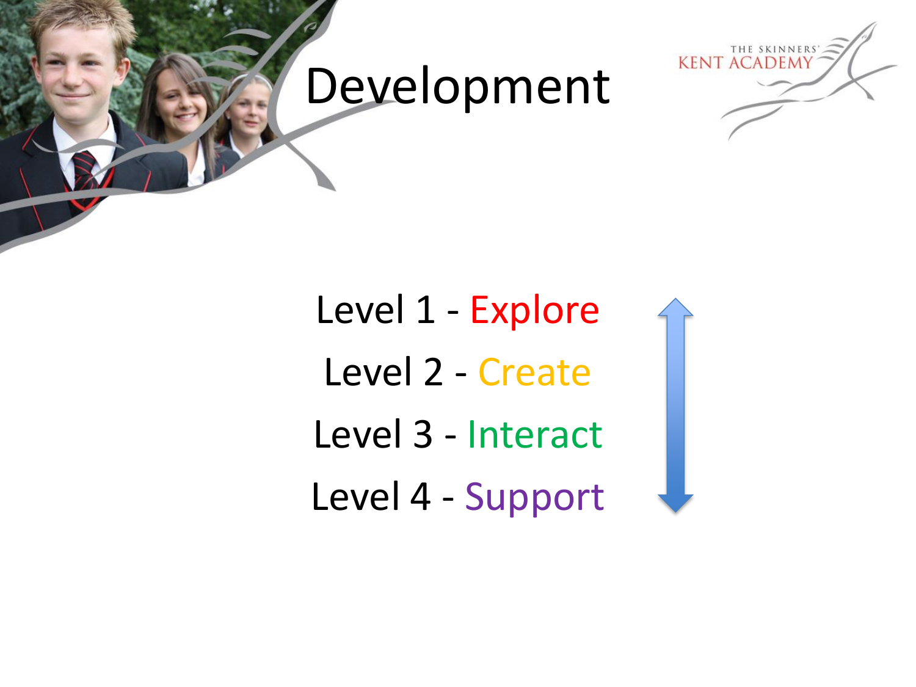# Development

Level 1 - Explore

Level 2 - Create

Level 3 - Interact

Level 4 - Support